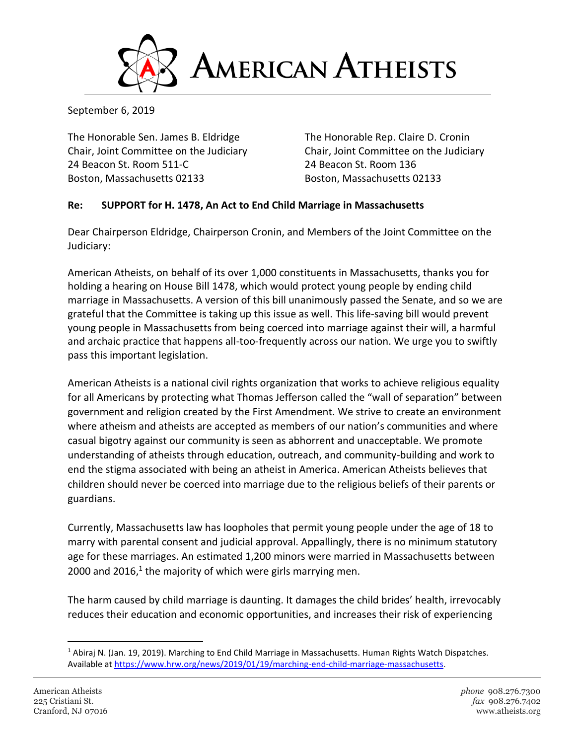# American Atheists

September 6, 2019

The Honorable Sen. James B. Eldridge
Chair, Joint Committee on the Judiciary
24 Beacon St. Room 511-C
Boston, Massachusetts 02133

The Honorable Rep. Claire D. Cronin
Chair, Joint Committee on the Judiciary
24 Beacon St. Room 136
Boston, Massachusetts 02133

**Re: SUPPORT for H. 1478, An Act to End Child Marriage in Massachusetts**

Dear Chairperson Eldridge, Chairperson Cronin, and Members of the Joint Committee on the Judiciary:

American Atheists, on behalf of its over 1,000 constituents in Massachusetts, thanks you for holding a hearing on House Bill 1478, which would protect young people by ending child marriage in Massachusetts. A version of this bill unanimously passed the Senate, and so we are grateful that the Committee is taking up this issue as well. This life-saving bill would prevent young people in Massachusetts from being coerced into marriage against their will, a harmful and archaic practice that happens all-too-frequently across our nation. We urge you to swiftly pass this important legislation.

American Atheists is a national civil rights organization that works to achieve religious equality for all Americans by protecting what Thomas Jefferson called the "wall of separation" between government and religion created by the First Amendment. We strive to create an environment where atheism and atheists are accepted as members of our nation's communities and where casual bigotry against our community is seen as abhorrent and unacceptable. We promote understanding of atheists through education, outreach, and community-building and work to end the stigma associated with being an atheist in America. American Atheists believes that children should never be coerced into marriage due to the religious beliefs of their parents or guardians.

Currently, Massachusetts law has loopholes that permit young people under the age of 18 to marry with parental consent and judicial approval. Appallingly, there is no minimum statutory age for these marriages. An estimated 1,200 minors were married in Massachusetts between 2000 and 2016,[1] the majority of which were girls marrying men.

The harm caused by child marriage is daunting. It damages the child brides' health, irrevocably reduces their education and economic opportunities, and increases their risk of experiencing

---

[1] Abiraj N. (Jan. 19, 2019). Marching to End Child Marriage in Massachusetts. Human Rights Watch Dispatches. Available at https://www.hrw.org/news/2019/01/19/marching-end-child-marriage-massachusetts.

American Atheists
225 Cristiani St.
Cranford, NJ 07016

*phone* 908.276.7300
*fax* 908.276.7402
www.atheists.org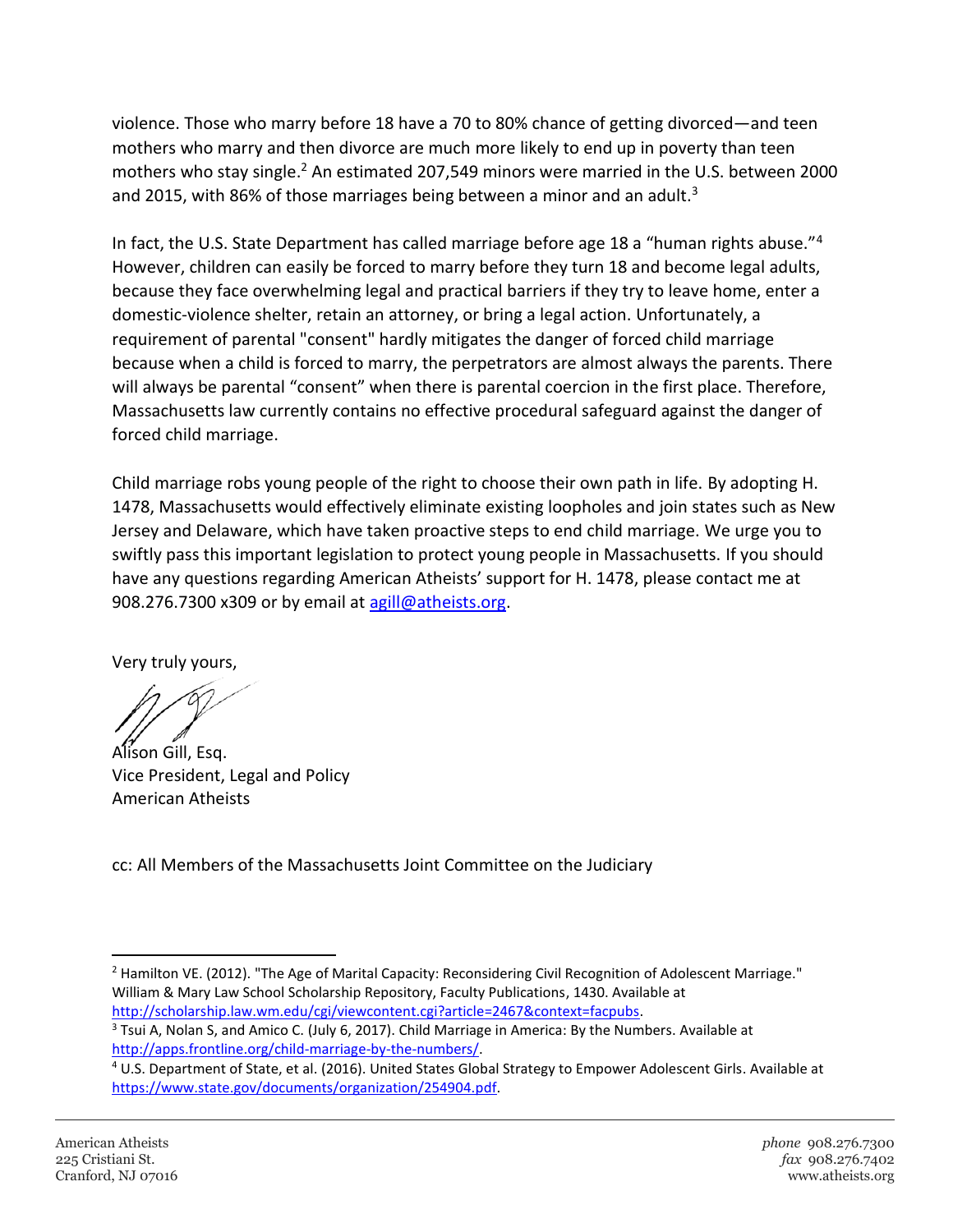violence. Those who marry before 18 have a 70 to 80% chance of getting divorced—and teen mothers who marry and then divorce are much more likely to end up in poverty than teen mothers who stay single.[2] An estimated 207,549 minors were married in the U.S. between 2000 and 2015, with 86% of those marriages being between a minor and an adult.[3]

In fact, the U.S. State Department has called marriage before age 18 a "human rights abuse."[4] However, children can easily be forced to marry before they turn 18 and become legal adults, because they face overwhelming legal and practical barriers if they try to leave home, enter a domestic-violence shelter, retain an attorney, or bring a legal action. Unfortunately, a requirement of parental "consent" hardly mitigates the danger of forced child marriage because when a child is forced to marry, the perpetrators are almost always the parents. There will always be parental "consent" when there is parental coercion in the first place. Therefore, Massachusetts law currently contains no effective procedural safeguard against the danger of forced child marriage.

Child marriage robs young people of the right to choose their own path in life. By adopting H. 1478, Massachusetts would effectively eliminate existing loopholes and join states such as New Jersey and Delaware, which have taken proactive steps to end child marriage. We urge you to swiftly pass this important legislation to protect young people in Massachusetts. If you should have any questions regarding American Atheists' support for H. 1478, please contact me at 908.276.7300 x309 or by email at agill@atheists.org.

Very truly yours,

Alison Gill, Esq.
Vice President, Legal and Policy
American Atheists

cc: All Members of the Massachusetts Joint Committee on the Judiciary

---

[2] Hamilton VE. (2012). "The Age of Marital Capacity: Reconsidering Civil Recognition of Adolescent Marriage." William & Mary Law School Scholarship Repository, Faculty Publications, 1430. Available at http://scholarship.law.wm.edu/cgi/viewcontent.cgi?article=2467&context=facpubs.

[3] Tsui A, Nolan S, and Amico C. (July 6, 2017). Child Marriage in America: By the Numbers. Available at http://apps.frontline.org/child-marriage-by-the-numbers/.

[4] U.S. Department of State, et al. (2016). United States Global Strategy to Empower Adolescent Girls. Available at https://www.state.gov/documents/organization/254904.pdf.